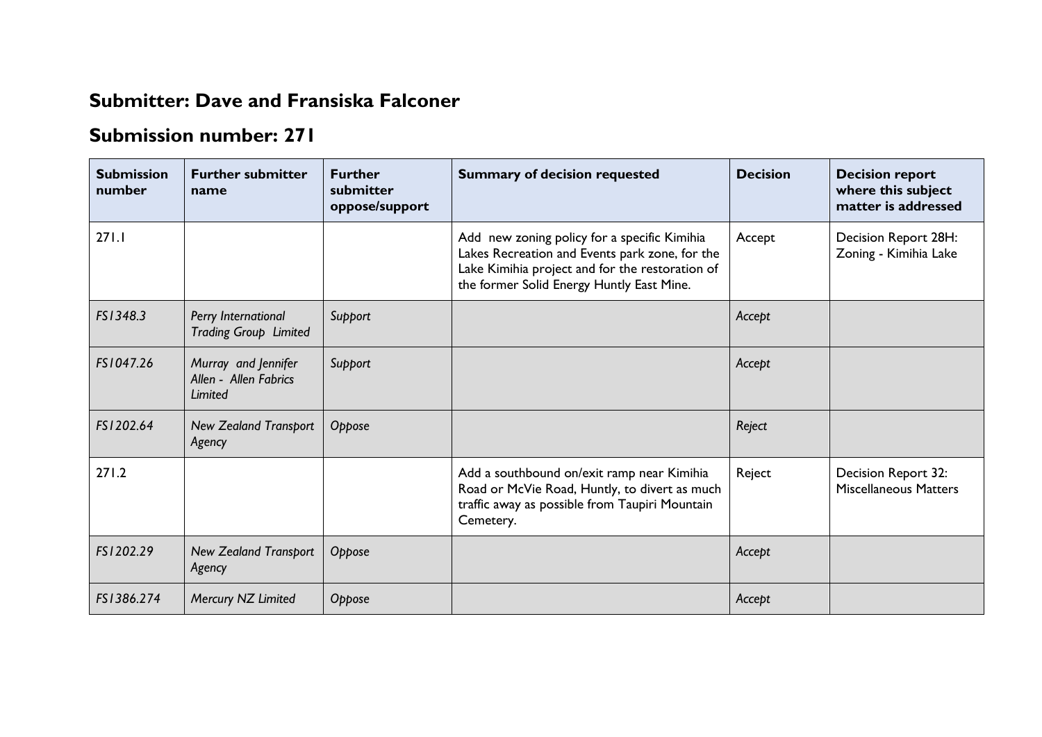## Submitter: Dave and Fransiska Falconer

## Submission number: 271

| Submission number | Further submitter name | Further submitter oppose/support | Summary of decision requested | Decision | Decision report where this subject matter is addressed |
|---|---|---|---|---|---|
| 271.1 | | | Add new zoning policy for a specific Kimihia Lakes Recreation and Events park zone, for the Lake Kimihia project and for the restoration of the former Solid Energy Huntly East Mine. | Accept | Decision Report 28H: Zoning - Kimihia Lake |
| *FS1348.3* | *Perry International Trading Group Limited* | *Support* | | *Accept* | |
| *FS1047.26* | *Murray and Jennifer Allen - Allen Fabrics Limited* | *Support* | | *Accept* | |
| *FS1202.64* | *New Zealand Transport Agency* | *Oppose* | | *Reject* | |
| 271.2 | | | Add a southbound on/exit ramp near Kimihia Road or McVie Road, Huntly, to divert as much traffic away as possible from Taupiri Mountain Cemetery. | Reject | Decision Report 32: Miscellaneous Matters |
| *FS1202.29* | *New Zealand Transport Agency* | *Oppose* | | *Accept* | |
| *FS1386.274* | *Mercury NZ Limited* | *Oppose* | | *Accept* | |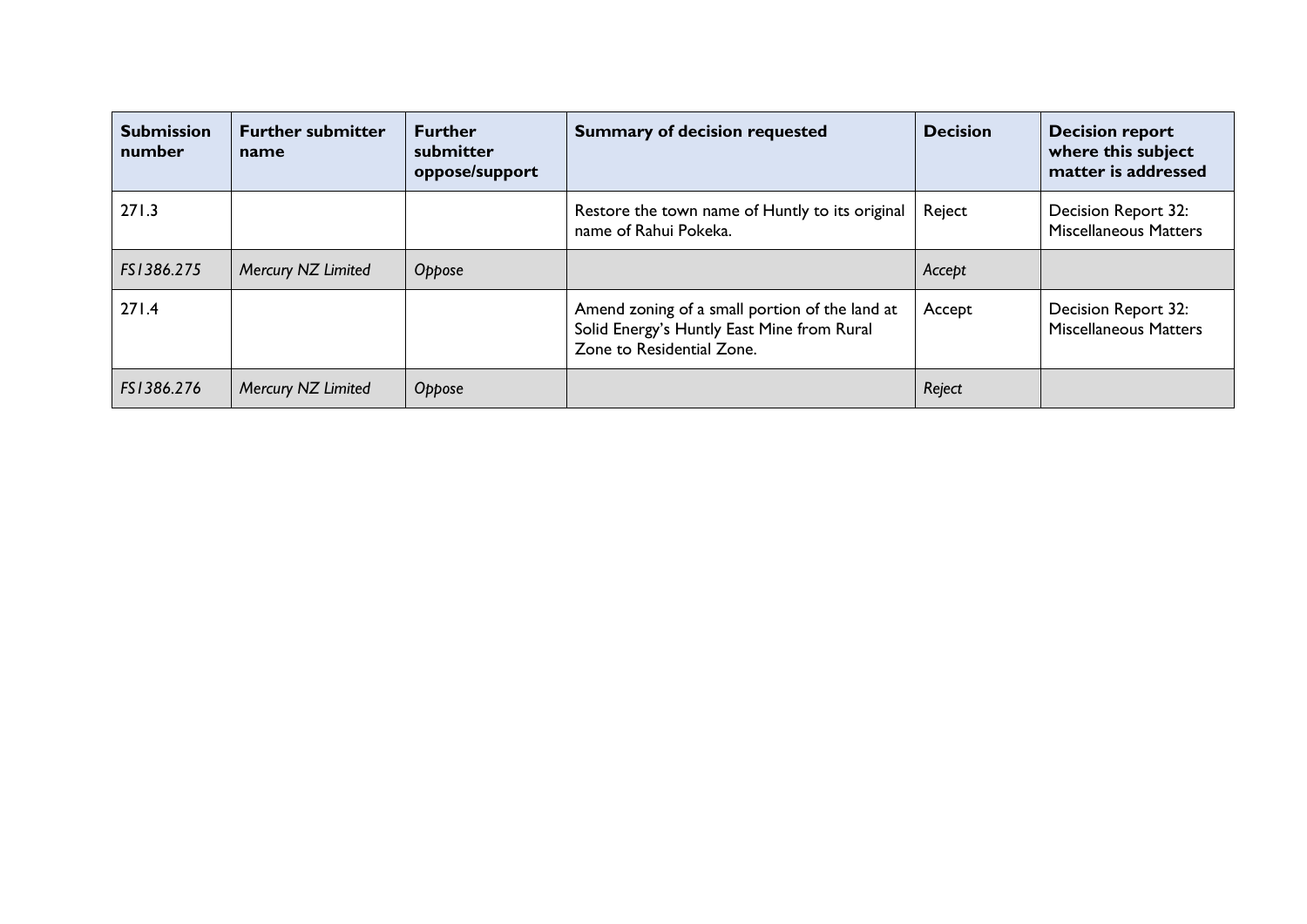| Submission number | Further submitter name | Further submitter oppose/support | Summary of decision requested | Decision | Decision report where this subject matter is addressed |
|---|---|---|---|---|---|
| 271.3 | | | Restore the town name of Huntly to its original name of Rahui Pokeka. | Reject | Decision Report 32: Miscellaneous Matters |
| *FS1386.275* | *Mercury NZ Limited* | *Oppose* | | *Accept* | |
| 271.4 | | | Amend zoning of a small portion of the land at Solid Energy's Huntly East Mine from Rural Zone to Residential Zone. | Accept | Decision Report 32: Miscellaneous Matters |
| *FS1386.276* | *Mercury NZ Limited* | *Oppose* | | *Reject* | |